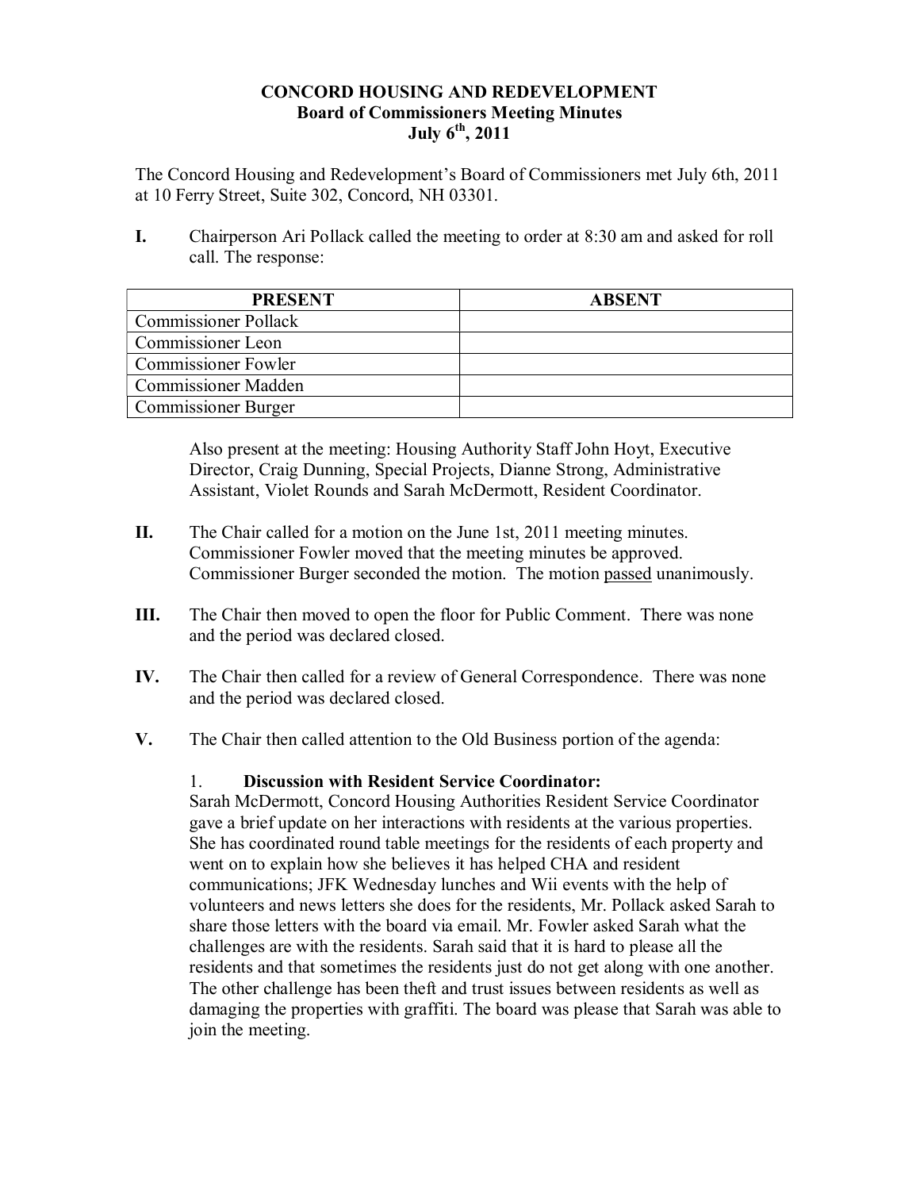# CONCORD HOUSING AND REDEVELOPMENT
## Board of Commissioners Meeting Minutes
## July 6th, 2011

The Concord Housing and Redevelopment's Board of Commissioners met July 6th, 2011 at 10 Ferry Street, Suite 302, Concord, NH 03301.

**I.** Chairperson Ari Pollack called the meeting to order at 8:30 am and asked for roll call. The response:

| PRESENT | ABSENT |
|---|---|
| Commissioner Pollack | |
| Commissioner Leon | |
| Commissioner Fowler | |
| Commissioner Madden | |
| Commissioner Burger | |

Also present at the meeting: Housing Authority Staff John Hoyt, Executive Director, Craig Dunning, Special Projects, Dianne Strong, Administrative Assistant, Violet Rounds and Sarah McDermott, Resident Coordinator.

**II.** The Chair called for a motion on the June 1st, 2011 meeting minutes. Commissioner Fowler moved that the meeting minutes be approved. Commissioner Burger seconded the motion. The motion passed unanimously.

**III.** The Chair then moved to open the floor for Public Comment. There was none and the period was declared closed.

**IV.** The Chair then called for a review of General Correspondence. There was none and the period was declared closed.

**V.** The Chair then called attention to the Old Business portion of the agenda:

1. **Discussion with Resident Service Coordinator:**
Sarah McDermott, Concord Housing Authorities Resident Service Coordinator gave a brief update on her interactions with residents at the various properties. She has coordinated round table meetings for the residents of each property and went on to explain how she believes it has helped CHA and resident communications; JFK Wednesday lunches and Wii events with the help of volunteers and news letters she does for the residents, Mr. Pollack asked Sarah to share those letters with the board via email. Mr. Fowler asked Sarah what the challenges are with the residents. Sarah said that it is hard to please all the residents and that sometimes the residents just do not get along with one another. The other challenge has been theft and trust issues between residents as well as damaging the properties with graffiti. The board was please that Sarah was able to join the meeting.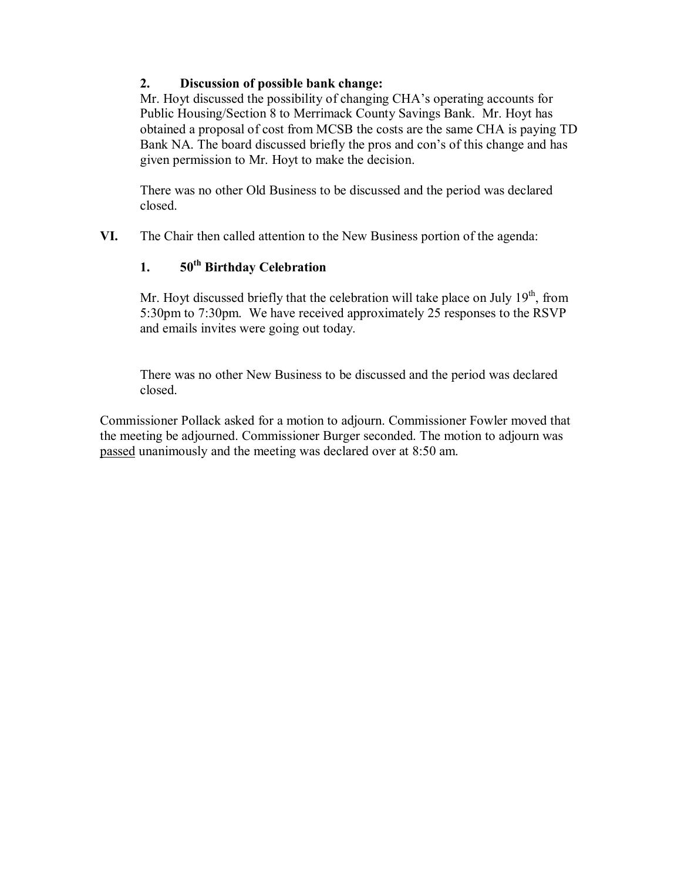**2. Discussion of possible bank change:**

Mr. Hoyt discussed the possibility of changing CHA's operating accounts for Public Housing/Section 8 to Merrimack County Savings Bank. Mr. Hoyt has obtained a proposal of cost from MCSB the costs are the same CHA is paying TD Bank NA. The board discussed briefly the pros and con's of this change and has given permission to Mr. Hoyt to make the decision.

There was no other Old Business to be discussed and the period was declared closed.

**VI.** The Chair then called attention to the New Business portion of the agenda:

**1. 50th Birthday Celebration**

Mr. Hoyt discussed briefly that the celebration will take place on July 19th, from 5:30pm to 7:30pm. We have received approximately 25 responses to the RSVP and emails invites were going out today.

There was no other New Business to be discussed and the period was declared closed.

Commissioner Pollack asked for a motion to adjourn. Commissioner Fowler moved that the meeting be adjourned. Commissioner Burger seconded. The motion to adjourn was passed unanimously and the meeting was declared over at 8:50 am.